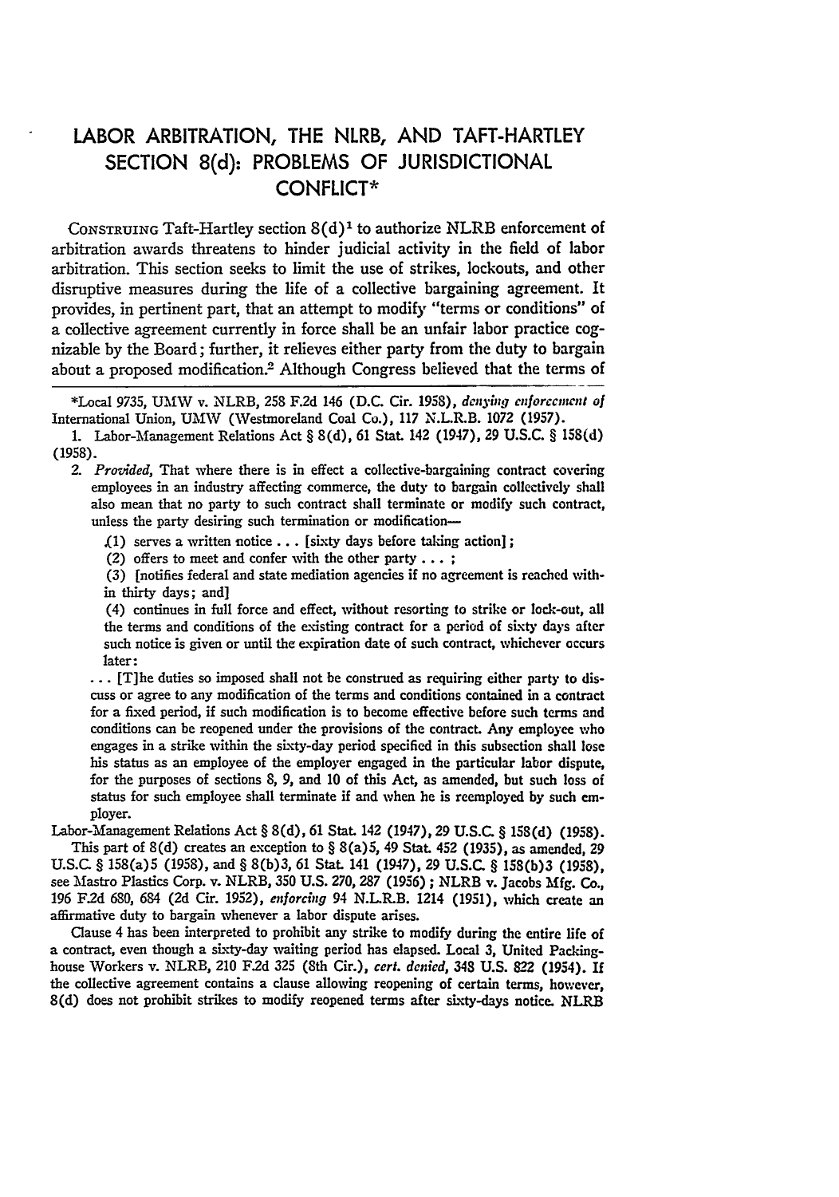# LABOR ARBITRATION, THE NLRB, AND TAFT-HARTLEY SECTION 8(d): PROBLEMS OF JURISDICTIONAL CONFLICT*

CONSTRUING Taft-Hartley section 8(d)[1] to authorize NLRB enforcement of arbitration awards threatens to hinder judicial activity in the field of labor arbitration. This section seeks to limit the use of strikes, lockouts, and other disruptive measures during the life of a collective bargaining agreement. It provides, in pertinent part, that an attempt to modify "terms or conditions" of a collective agreement currently in force shall be an unfair labor practice cognizable by the Board; further, it relieves either party from the duty to bargain about a proposed modification.[2] Although Congress believed that the terms of

---

*Local 9735, UMW v. NLRB, 258 F.2d 146 (D.C. Cir. 1958), *denying enforcement of* International Union, UMW (Westmoreland Coal Co.), 117 N.L.R.B. 1072 (1957).

1. Labor-Management Relations Act § 8(d), 61 Stat. 142 (1947), 29 U.S.C. § 158(d) (1958).

2. *Provided*, That where there is in effect a collective-bargaining contract covering employees in an industry affecting commerce, the duty to bargain collectively shall also mean that no party to such contract shall terminate or modify such contract, unless the party desiring such termination or modification—

(1) serves a written notice . . . [sixty days before taking action];

(2) offers to meet and confer with the other party . . . ;

(3) [notifies federal and state mediation agencies if no agreement is reached within thirty days; and]

(4) continues in full force and effect, without resorting to strike or lock-out, all the terms and conditions of the existing contract for a period of sixty days after such notice is given or until the expiration date of such contract, whichever occurs later:

. . . [T]he duties so imposed shall not be construed as requiring either party to discuss or agree to any modification of the terms and conditions contained in a contract for a fixed period, if such modification is to become effective before such terms and conditions can be reopened under the provisions of the contract. Any employee who engages in a strike within the sixty-day period specified in this subsection shall lose his status as an employee of the employer engaged in the particular labor dispute, for the purposes of sections 8, 9, and 10 of this Act, as amended, but such loss of status for such employee shall terminate if and when he is reemployed by such employer.

Labor-Management Relations Act § 8(d), 61 Stat. 142 (1947), 29 U.S.C. § 158(d) (1958).

This part of 8(d) creates an exception to § 8(a)5, 49 Stat. 452 (1935), as amended, 29 U.S.C. § 158(a)5 (1958), and § 8(b)3, 61 Stat. 141 (1947), 29 U.S.C. § 158(b)3 (1958), see Mastro Plastics Corp. v. NLRB, 350 U.S. 270, 287 (1956); NLRB v. Jacobs Mfg. Co., 196 F.2d 680, 684 (2d Cir. 1952), *enforcing* 94 N.L.R.B. 1214 (1951), which create an affirmative duty to bargain whenever a labor dispute arises.

Clause 4 has been interpreted to prohibit any strike to modify during the entire life of a contract, even though a sixty-day waiting period has elapsed. Local 3, United Packinghouse Workers v. NLRB, 210 F.2d 325 (8th Cir.), *cert. denied*, 348 U.S. 822 (1954). If the collective agreement contains a clause allowing reopening of certain terms, however, 8(d) does not prohibit strikes to modify reopened terms after sixty-days notice. NLRB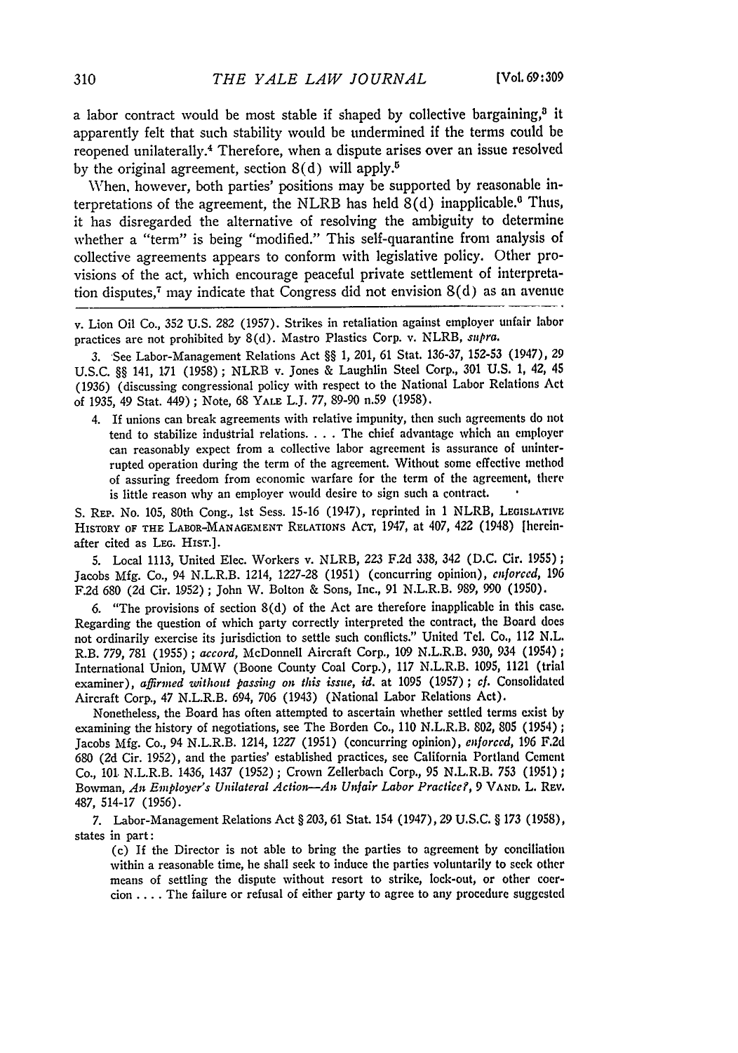a labor contract would be most stable if shaped by collective bargaining,[3] it apparently felt that such stability would be undermined if the terms could be reopened unilaterally.[4] Therefore, when a dispute arises over an issue resolved by the original agreement, section 8(d) will apply.[5]

When, however, both parties' positions may be supported by reasonable interpretations of the agreement, the NLRB has held 8(d) inapplicable.[6] Thus, it has disregarded the alternative of resolving the ambiguity to determine whether a "term" is being "modified." This self-quarantine from analysis of collective agreements appears to conform with legislative policy. Other provisions of the act, which encourage peaceful private settlement of interpretation disputes,[7] may indicate that Congress did not envision 8(d) as an avenue

---

v. Lion Oil Co., 352 U.S. 282 (1957). Strikes in retaliation against employer unfair labor practices are not prohibited by 8(d). Mastro Plastics Corp. v. NLRB, *supra*.

3. See Labor-Management Relations Act §§ 1, 201, 61 Stat. 136-37, 152-53 (1947), 29 U.S.C. §§ 141, 171 (1958); NLRB v. Jones & Laughlin Steel Corp., 301 U.S. 1, 42, 45 (1936) (discussing congressional policy with respect to the National Labor Relations Act of 1935, 49 Stat. 449); Note, 68 YALE L.J. 77, 89-90 n.59 (1958).

4. If unions can break agreements with relative impunity, then such agreements do not tend to stabilize industrial relations. . . . The chief advantage which an employer can reasonably expect from a collective labor agreement is assurance of uninterrupted operation during the term of the agreement. Without some effective method of assuring freedom from economic warfare for the term of the agreement, there is little reason why an employer would desire to sign such a contract.

S. REP. No. 105, 80th Cong., 1st Sess. 15-16 (1947), reprinted in 1 NLRB, LEGISLATIVE HISTORY OF THE LABOR-MANAGEMENT RELATIONS ACT, 1947, at 407, 422 (1948) [hereinafter cited as LEG. HIST.].

5. Local 1113, United Elec. Workers v. NLRB, 223 F.2d 338, 342 (D.C. Cir. 1955); Jacobs Mfg. Co., 94 N.L.R.B. 1214, 1227-28 (1951) (concurring opinion), *enforced*, 196 F.2d 680 (2d Cir. 1952); John W. Bolton & Sons, Inc., 91 N.L.R.B. 989, 990 (1950).

6. "The provisions of section 8(d) of the Act are therefore inapplicable in this case. Regarding the question of which party correctly interpreted the contract, the Board does not ordinarily exercise its jurisdiction to settle such conflicts." United Tel. Co., 112 N.L.R.B. 779, 781 (1955); *accord*, McDonnell Aircraft Corp., 109 N.L.R.B. 930, 934 (1954); International Union, UMW (Boone County Coal Corp.), 117 N.L.R.B. 1095, 1121 (trial examiner), *affirmed without passing on this issue*, *id.* at 1095 (1957); *cf.* Consolidated Aircraft Corp., 47 N.L.R.B. 694, 706 (1943) (National Labor Relations Act).

Nonetheless, the Board has often attempted to ascertain whether settled terms exist by examining the history of negotiations, see The Borden Co., 110 N.L.R.B. 802, 805 (1954); Jacobs Mfg. Co., 94 N.L.R.B. 1214, 1227 (1951) (concurring opinion), *enforced*, 196 F.2d 680 (2d Cir. 1952), and the parties' established practices, see California Portland Cement Co., 101 N.L.R.B. 1436, 1437 (1952); Crown Zellerbach Corp., 95 N.L.R.B. 753 (1951); Bowman, *An Employer's Unilateral Action—An Unfair Labor Practice?*, 9 VAND. L. REV. 487, 514-17 (1956).

7. Labor-Management Relations Act § 203, 61 Stat. 154 (1947), 29 U.S.C. § 173 (1958), states in part:

(c) If the Director is not able to bring the parties to agreement by conciliation within a reasonable time, he shall seek to induce the parties voluntarily to seek other means of settling the dispute without resort to strike, lock-out, or other coercion . . . . The failure or refusal of either party to agree to any procedure suggested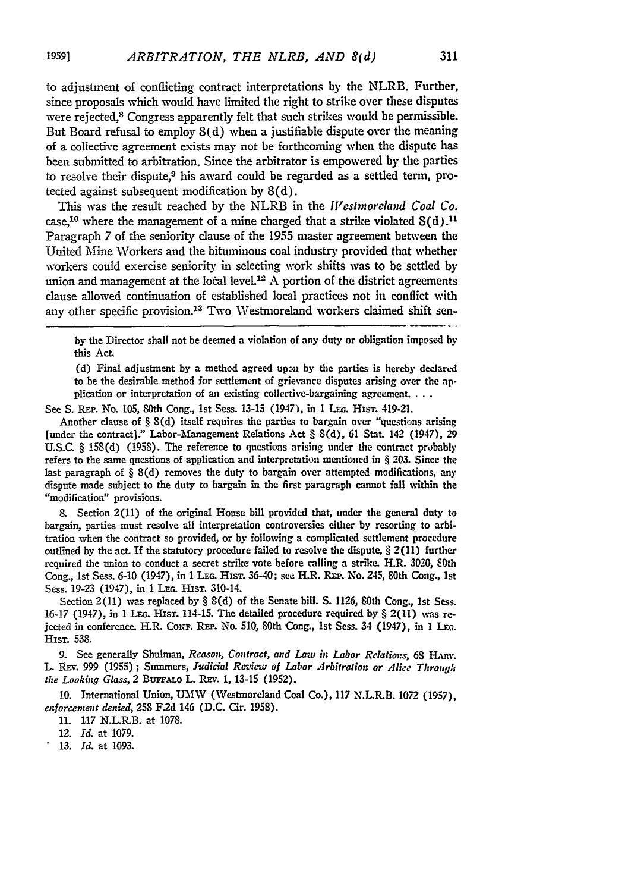to adjustment of conflicting contract interpretations by the NLRB. Further, since proposals which would have limited the right to strike over these disputes were rejected,[8] Congress apparently felt that such strikes would be permissible. But Board refusal to employ 8(d) when a justifiable dispute over the meaning of a collective agreement exists may not be forthcoming when the dispute has been submitted to arbitration. Since the arbitrator is empowered by the parties to resolve their dispute,[9] his award could be regarded as a settled term, protected against subsequent modification by 8(d).

This was the result reached by the NLRB in the *Westmoreland Coal Co.* case,[10] where the management of a mine charged that a strike violated 8(d).[11] Paragraph 7 of the seniority clause of the 1955 master agreement between the United Mine Workers and the bituminous coal industry provided that whether workers could exercise seniority in selecting work shifts was to be settled by union and management at the local level.[12] A portion of the district agreements clause allowed continuation of established local practices not in conflict with any other specific provision.[13] Two Westmoreland workers claimed shift sen-

---

by the Director shall not be deemed a violation of any duty or obligation imposed by this Act.

(d) Final adjustment by a method agreed upon by the parties is hereby declared to be the desirable method for settlement of grievance disputes arising over the application or interpretation of an existing collective-bargaining agreement. . . .

See S. Rep. No. 105, 80th Cong., 1st Sess. 13-15 (1947), in 1 Leg. Hist. 419-21.

Another clause of § 8(d) itself requires the parties to bargain over "questions arising [under the contract]." Labor-Management Relations Act § 8(d), 61 Stat. 142 (1947), 29 U.S.C. § 158(d) (1958). The reference to questions arising under the contract probably refers to the same questions of application and interpretation mentioned in § 203. Since the last paragraph of § 8(d) removes the duty to bargain over attempted modifications, any dispute made subject to the duty to bargain in the first paragraph cannot fall within the "modification" provisions.

8. Section 2(11) of the original House bill provided that, under the general duty to bargain, parties must resolve all interpretation controversies either by resorting to arbitration when the contract so provided, or by following a complicated settlement procedure outlined by the act. If the statutory procedure failed to resolve the dispute, § 2(11) further required the union to conduct a secret strike vote before calling a strike. H.R. 3020, 80th Cong., 1st Sess. 6-10 (1947), in 1 Leg. Hist. 36-40; see H.R. Rep. No. 245, 80th Cong., 1st Sess. 19-23 (1947), in 1 Leg. Hist. 310-14.

Section 2(11) was replaced by § 8(d) of the Senate bill. S. 1126, 80th Cong., 1st Sess. 16-17 (1947), in 1 Leg. Hist. 114-15. The detailed procedure required by § 2(11) was rejected in conference. H.R. Conf. Rep. No. 510, 80th Cong., 1st Sess. 34 (1947), in 1 Leg. Hist. 538.

9. See generally Shulman, *Reason, Contract, and Law in Labor Relations*, 68 Harv. L. Rev. 999 (1955); Summers, *Judicial Review of Labor Arbitration or Alice Through the Looking Glass*, 2 Buffalo L. Rev. 1, 13-15 (1952).

10. International Union, UMW (Westmoreland Coal Co.), 117 N.L.R.B. 1072 (1957), *enforcement denied*, 258 F.2d 146 (D.C. Cir. 1958).

11. 117 N.L.R.B. at 1078.

12. *Id.* at 1079.

13. *Id.* at 1093.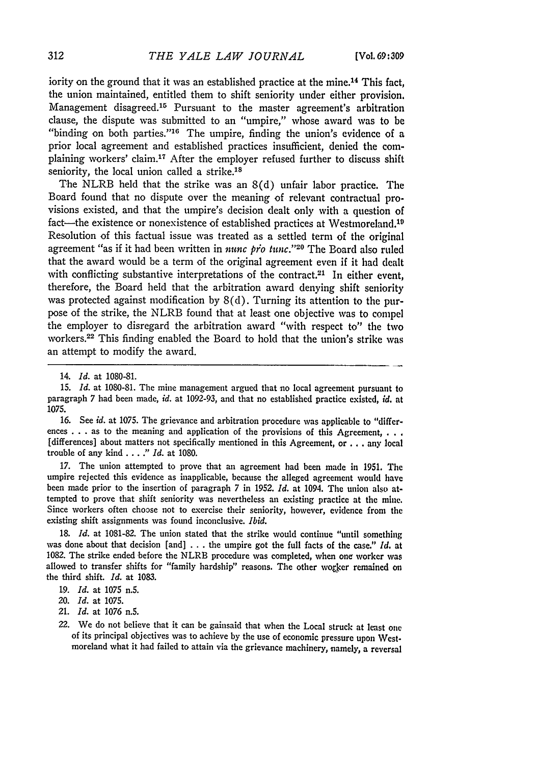iority on the ground that it was an established practice at the mine.[14] This fact, the union maintained, entitled them to shift seniority under either provision. Management disagreed.[15] Pursuant to the master agreement's arbitration clause, the dispute was submitted to an "umpire," whose award was to be "binding on both parties."[16] The umpire, finding the union's evidence of a prior local agreement and established practices insufficient, denied the complaining workers' claim.[17] After the employer refused further to discuss shift seniority, the local union called a strike.[18]

The NLRB held that the strike was an 8(d) unfair labor practice. The Board found that no dispute over the meaning of relevant contractual provisions existed, and that the umpire's decision dealt only with a question of fact—the existence or nonexistence of established practices at Westmoreland.[19] Resolution of this factual issue was treated as a settled term of the original agreement "as if it had been written in *nunc pro tunc*."[20] The Board also ruled that the award would be a term of the original agreement even if it had dealt with conflicting substantive interpretations of the contract.[21] In either event, therefore, the Board held that the arbitration award denying shift seniority was protected against modification by 8(d). Turning its attention to the purpose of the strike, the NLRB found that at least one objective was to compel the employer to disregard the arbitration award "with respect to" the two workers.[22] This finding enabled the Board to hold that the union's strike was an attempt to modify the award.

---

14. *Id.* at 1080-81.

15. *Id.* at 1080-81. The mine management argued that no local agreement pursuant to paragraph 7 had been made, *id.* at 1092-93, and that no established practice existed, *id.* at 1075.

16. See *id.* at 1075. The grievance and arbitration procedure was applicable to "differences . . . as to the meaning and application of the provisions of this Agreement, . . . [differences] about matters not specifically mentioned in this Agreement, or . . . any local trouble of any kind . . . ." *Id.* at 1080.

17. The union attempted to prove that an agreement had been made in 1951. The umpire rejected this evidence as inapplicable, because the alleged agreement would have been made prior to the insertion of paragraph 7 in 1952. *Id.* at 1094. The union also attempted to prove that shift seniority was nevertheless an existing practice at the mine. Since workers often choose not to exercise their seniority, however, evidence from the existing shift assignments was found inconclusive. *Ibid.*

18. *Id.* at 1081-82. The union stated that the strike would continue "until something was done about that decision [and] . . . the umpire got the full facts of the case." *Id.* at 1082. The strike ended before the NLRB procedure was completed, when one worker was allowed to transfer shifts for "family hardship" reasons. The other worker remained on the third shift. *Id.* at 1083.

19. *Id.* at 1075 n.5.

20. *Id.* at 1075.

21. *Id.* at 1076 n.5.

22. We do not believe that it can be gainsaid that when the Local struck at least one of its principal objectives was to achieve by the use of economic pressure upon Westmoreland what it had failed to attain via the grievance machinery, namely, a reversal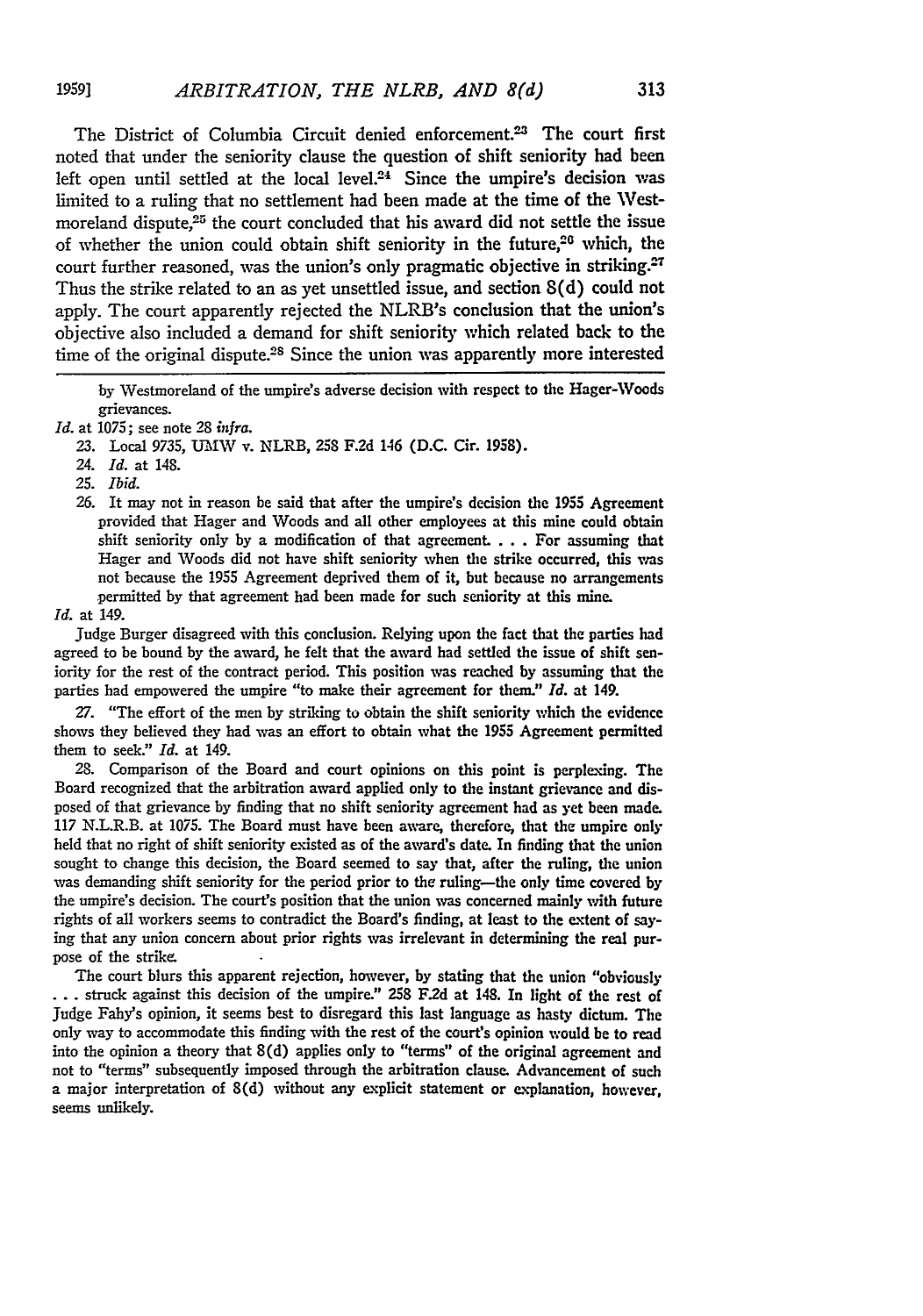The District of Columbia Circuit denied enforcement.[23] The court first noted that under the seniority clause the question of shift seniority had been left open until settled at the local level.[24] Since the umpire's decision was limited to a ruling that no settlement had been made at the time of the Westmoreland dispute,[25] the court concluded that his award did not settle the issue of whether the union could obtain shift seniority in the future,[26] which, the court further reasoned, was the union's only pragmatic objective in striking.[27] Thus the strike related to an as yet unsettled issue, and section 8(d) could not apply. The court apparently rejected the NLRB's conclusion that the union's objective also included a demand for shift seniority which related back to the time of the original dispute.[28] Since the union was apparently more interested

---

by Westmoreland of the umpire's adverse decision with respect to the Hager-Woods grievances.

*Id.* at 1075; see note 28 *infra.*

23. Local 9735, UMW v. NLRB, 258 F.2d 146 (D.C. Cir. 1958).

24. *Id.* at 148.

25. *Ibid.*

26. It may not in reason be said that after the umpire's decision the 1955 Agreement provided that Hager and Woods and all other employees at this mine could obtain shift seniority only by a modification of that agreement. . . . For assuming that Hager and Woods did not have shift seniority when the strike occurred, this was not because the 1955 Agreement deprived them of it, but because no arrangements permitted by that agreement had been made for such seniority at this mine.

*Id.* at 149.

Judge Burger disagreed with this conclusion. Relying upon the fact that the parties had agreed to be bound by the award, he felt that the award had settled the issue of shift seniority for the rest of the contract period. This position was reached by assuming that the parties had empowered the umpire "to make their agreement for them." *Id.* at 149.

27. "The effort of the men by striking to obtain the shift seniority which the evidence shows they believed they had was an effort to obtain what the 1955 Agreement permitted them to seek." *Id.* at 149.

28. Comparison of the Board and court opinions on this point is perplexing. The Board recognized that the arbitration award applied only to the instant grievance and disposed of that grievance by finding that no shift seniority agreement had as yet been made. 117 N.L.R.B. at 1075. The Board must have been aware, therefore, that the umpire only held that no right of shift seniority existed as of the award's date. In finding that the union sought to change this decision, the Board seemed to say that, after the ruling, the union was demanding shift seniority for the period prior to the ruling—the only time covered by the umpire's decision. The court's position that the union was concerned mainly with future rights of all workers seems to contradict the Board's finding, at least to the extent of saying that any union concern about prior rights was irrelevant in determining the real purpose of the strike.

The court blurs this apparent rejection, however, by stating that the union "obviously . . . struck against this decision of the umpire." 258 F.2d at 148. In light of the rest of Judge Fahy's opinion, it seems best to disregard this last language as hasty dictum. The only way to accommodate this finding with the rest of the court's opinion would be to read into the opinion a theory that 8(d) applies only to "terms" of the original agreement and not to "terms" subsequently imposed through the arbitration clause. Advancement of such a major interpretation of 8(d) without any explicit statement or explanation, however, seems unlikely.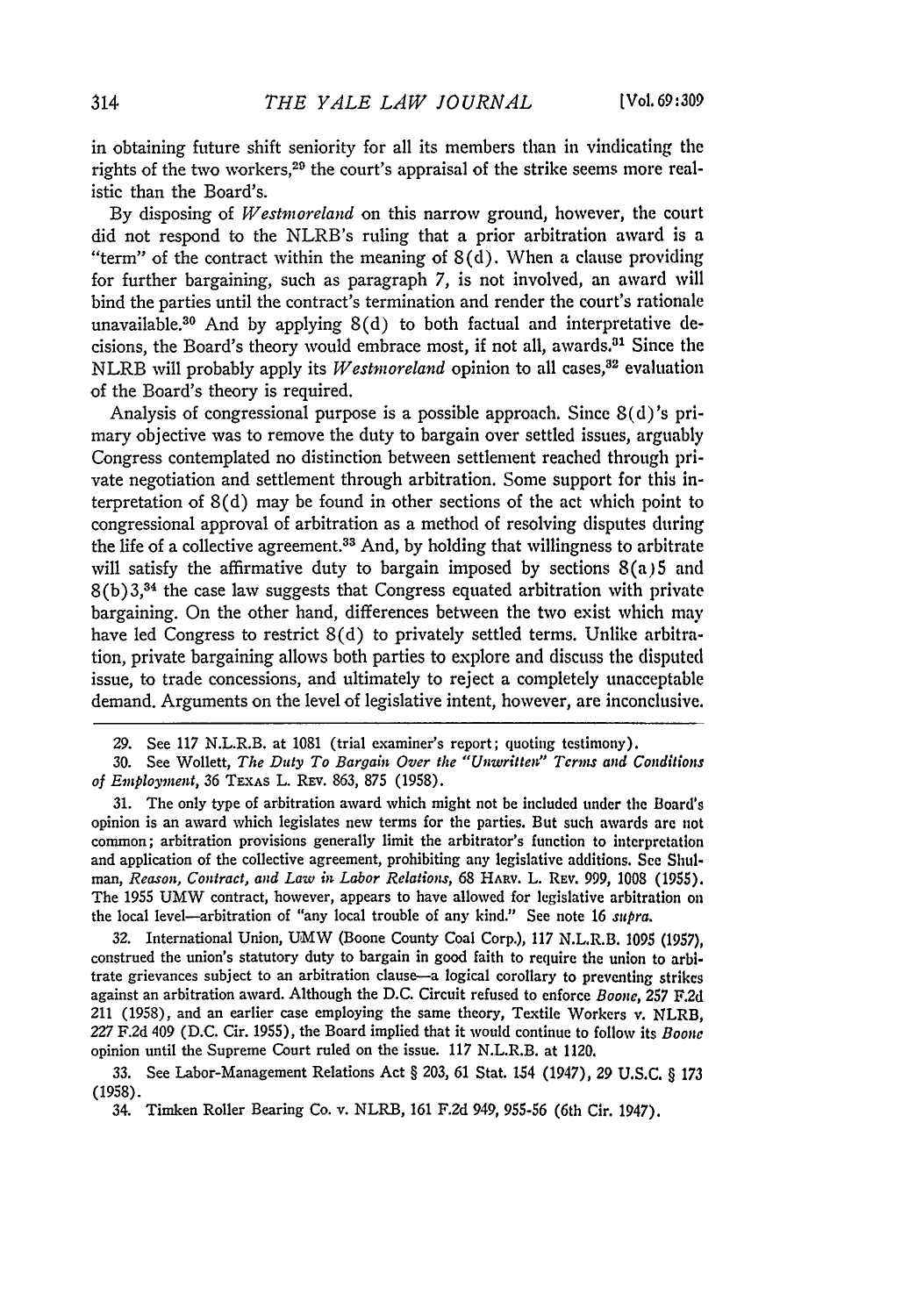in obtaining future shift seniority for all its members than in vindicating the rights of the two workers,[29] the court's appraisal of the strike seems more realistic than the Board's.

By disposing of *Westmoreland* on this narrow ground, however, the court did not respond to the NLRB's ruling that a prior arbitration award is a "term" of the contract within the meaning of 8(d). When a clause providing for further bargaining, such as paragraph 7, is not involved, an award will bind the parties until the contract's termination and render the court's rationale unavailable.[30] And by applying 8(d) to both factual and interpretative decisions, the Board's theory would embrace most, if not all, awards.[31] Since the NLRB will probably apply its *Westmoreland* opinion to all cases,[32] evaluation of the Board's theory is required.

Analysis of congressional purpose is a possible approach. Since 8(d)'s primary objective was to remove the duty to bargain over settled issues, arguably Congress contemplated no distinction between settlement reached through private negotiation and settlement through arbitration. Some support for this interpretation of 8(d) may be found in other sections of the act which point to congressional approval of arbitration as a method of resolving disputes during the life of a collective agreement.[33] And, by holding that willingness to arbitrate will satisfy the affirmative duty to bargain imposed by sections 8(a)5 and 8(b)3,[34] the case law suggests that Congress equated arbitration with private bargaining. On the other hand, differences between the two exist which may have led Congress to restrict 8(d) to privately settled terms. Unlike arbitration, private bargaining allows both parties to explore and discuss the disputed issue, to trade concessions, and ultimately to reject a completely unacceptable demand. Arguments on the level of legislative intent, however, are inconclusive.

---

29. See 117 N.L.R.B. at 1081 (trial examiner's report; quoting testimony).

30. See Wollett, *The Duty To Bargain Over the "Unwritten" Terms and Conditions of Employment*, 36 TEXAS L. REV. 863, 875 (1958).

31. The only type of arbitration award which might not be included under the Board's opinion is an award which legislates new terms for the parties. But such awards are not common; arbitration provisions generally limit the arbitrator's function to interpretation and application of the collective agreement, prohibiting any legislative additions. See Shulman, *Reason, Contract, and Law in Labor Relations*, 68 HARV. L. REV. 999, 1008 (1955). The 1955 UMW contract, however, appears to have allowed for legislative arbitration on the local level—arbitration of "any local trouble of any kind." See note 16 *supra*.

32. International Union, UMW (Boone County Coal Corp.), 117 N.L.R.B. 1095 (1957), construed the union's statutory duty to bargain in good faith to require the union to arbitrate grievances subject to an arbitration clause—a logical corollary to preventing strikes against an arbitration award. Although the D.C. Circuit refused to enforce *Boone*, 257 F.2d 211 (1958), and an earlier case employing the same theory, Textile Workers v. NLRB, 227 F.2d 409 (D.C. Cir. 1955), the Board implied that it would continue to follow its *Boone* opinion until the Supreme Court ruled on the issue. 117 N.L.R.B. at 1120.

33. See Labor-Management Relations Act § 203, 61 Stat. 154 (1947), 29 U.S.C. § 173 (1958).

34. Timken Roller Bearing Co. v. NLRB, 161 F.2d 949, 955-56 (6th Cir. 1947).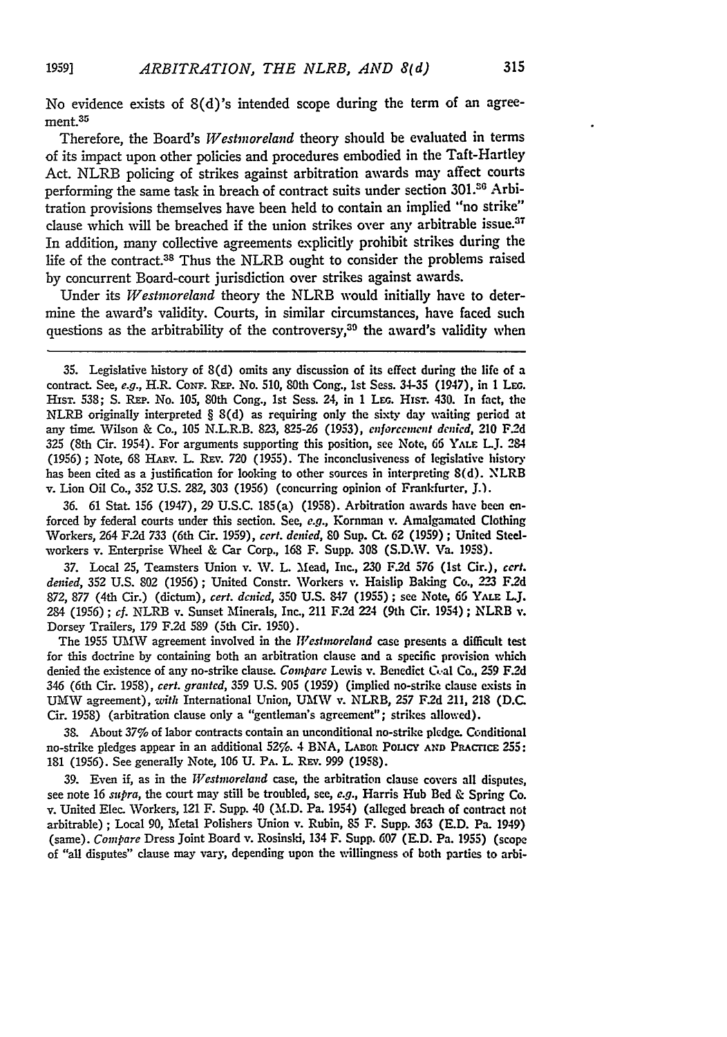No evidence exists of 8(d)'s intended scope during the term of an agreement.[35]

Therefore, the Board's *Westmoreland* theory should be evaluated in terms of its impact upon other policies and procedures embodied in the Taft-Hartley Act. NLRB policing of strikes against arbitration awards may affect courts performing the same task in breach of contract suits under section 301.[36] Arbitration provisions themselves have been held to contain an implied "no strike" clause which will be breached if the union strikes over any arbitrable issue.[37] In addition, many collective agreements explicitly prohibit strikes during the life of the contract.[38] Thus the NLRB ought to consider the problems raised by concurrent Board-court jurisdiction over strikes against awards.

Under its *Westmoreland* theory the NLRB would initially have to determine the award's validity. Courts, in similar circumstances, have faced such questions as the arbitrability of the controversy,[39] the award's validity when

---

35. Legislative history of 8(d) omits any discussion of its effect during the life of a contract. See, *e.g.*, H.R. CONF. REP. No. 510, 80th Cong., 1st Sess. 34-35 (1947), in 1 LEG. HIST. 538; S. REP. No. 105, 80th Cong., 1st Sess. 24, in 1 LEG. HIST. 430. In fact, the NLRB originally interpreted § 8(d) as requiring only the sixty day waiting period at any time. Wilson & Co., 105 N.L.R.B. 823, 825-26 (1953), *enforcement denied*, 210 F.2d 325 (8th Cir. 1954). For arguments supporting this position, see Note, 66 YALE L.J. 284 (1956); Note, 68 HARV. L. REV. 720 (1955). The inconclusiveness of legislative history has been cited as a justification for looking to other sources in interpreting 8(d). NLRB v. Lion Oil Co., 352 U.S. 282, 303 (1956) (concurring opinion of Frankfurter, J.).

36. 61 Stat. 156 (1947), 29 U.S.C. 185(a) (1958). Arbitration awards have been enforced by federal courts under this section. See, *e.g.*, Kornman v. Amalgamated Clothing Workers, 264 F.2d 733 (6th Cir. 1959), *cert. denied*, 80 Sup. Ct. 62 (1959); United Steelworkers v. Enterprise Wheel & Car Corp., 168 F. Supp. 308 (S.D.W. Va. 1958).

37. Local 25, Teamsters Union v. W. L. Mead, Inc., 230 F.2d 576 (1st Cir.), *cert. denied*, 352 U.S. 802 (1956); United Constr. Workers v. Haislip Baking Co., 223 F.2d 872, 877 (4th Cir.) (dictum), *cert. denied*, 350 U.S. 847 (1955); see Note, 66 YALE L.J. 284 (1956); *cf.* NLRB v. Sunset Minerals, Inc., 211 F.2d 224 (9th Cir. 1954); NLRB v. Dorsey Trailers, 179 F.2d 589 (5th Cir. 1950).

The 1955 UMW agreement involved in the *Westmoreland* case presents a difficult test for this doctrine by containing both an arbitration clause and a specific provision which denied the existence of any no-strike clause. *Compare* Lewis v. Benedict Coal Co., 259 F.2d 346 (6th Cir. 1958), *cert. granted*, 359 U.S. 905 (1959) (implied no-strike clause exists in UMW agreement), *with* International Union, UMW v. NLRB, 257 F.2d 211, 218 (D.C. Cir. 1958) (arbitration clause only a "gentleman's agreement"; strikes allowed).

38. About 37% of labor contracts contain an unconditional no-strike pledge. Conditional no-strike pledges appear in an additional 52%. 4 BNA, LABOR POLICY AND PRACTICE 255: 181 (1956). See generally Note, 106 U. PA. L. REV. 999 (1958).

39. Even if, as in the *Westmoreland* case, the arbitration clause covers all disputes, see note 16 *supra*, the court may still be troubled, see, *e.g.*, Harris Hub Bed & Spring Co. v. United Elec. Workers, 121 F. Supp. 40 (M.D. Pa. 1954) (alleged breach of contract not arbitrable); Local 90, Metal Polishers Union v. Rubin, 85 F. Supp. 363 (E.D. Pa. 1949) (same). *Compare* Dress Joint Board v. Rosinski, 134 F. Supp. 607 (E.D. Pa. 1955) (scope of "all disputes" clause may vary, depending upon the willingness of both parties to arbi-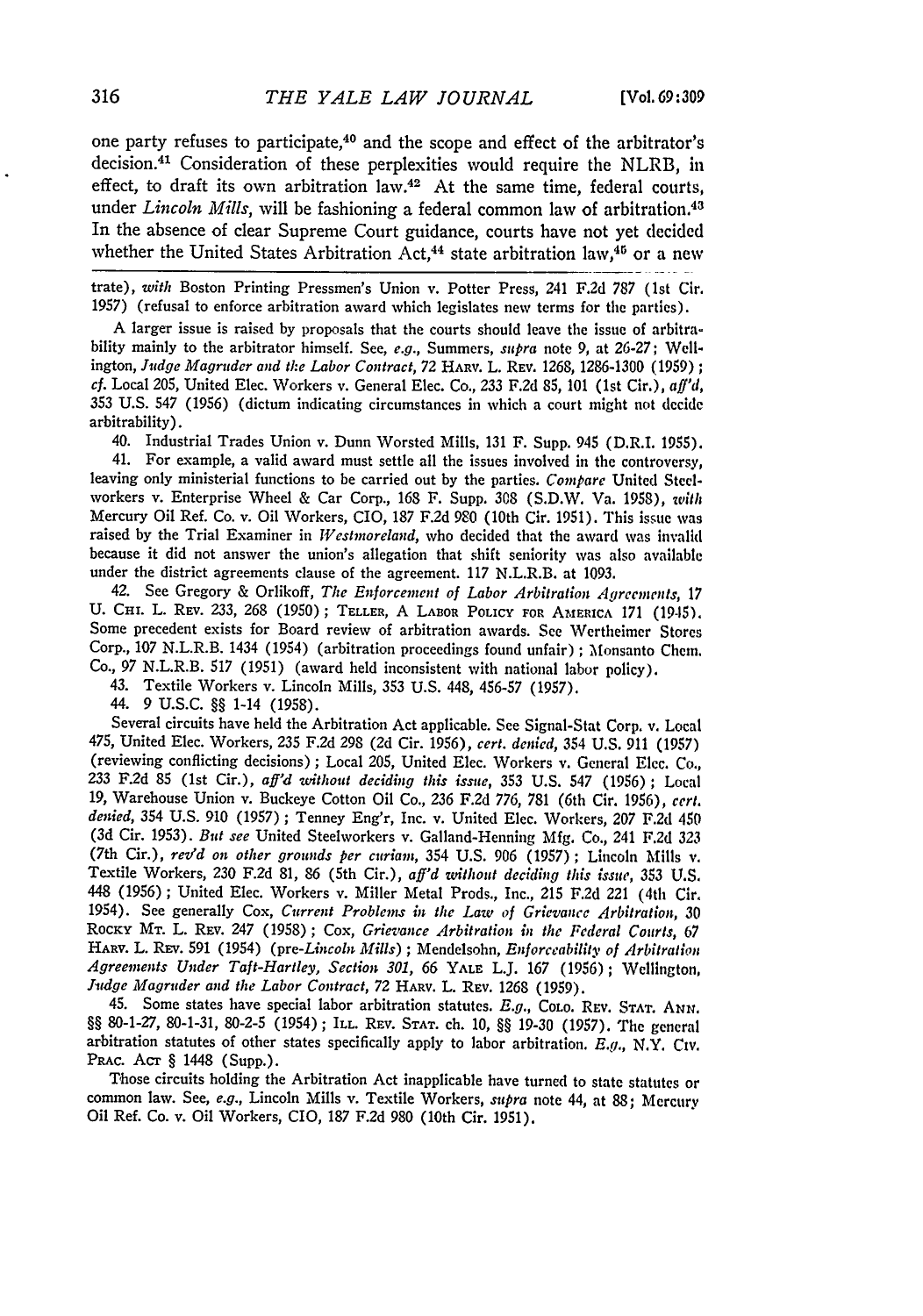one party refuses to participate,[40] and the scope and effect of the arbitrator's decision.[41] Consideration of these perplexities would require the NLRB, in effect, to draft its own arbitration law.[42] At the same time, federal courts, under *Lincoln Mills*, will be fashioning a federal common law of arbitration.[43] In the absence of clear Supreme Court guidance, courts have not yet decided whether the United States Arbitration Act,[44] state arbitration law,[45] or a new

---

trate), *with* Boston Printing Pressmen's Union v. Potter Press, 241 F.2d 787 (1st Cir. 1957) (refusal to enforce arbitration award which legislates new terms for the parties).

A larger issue is raised by proposals that the courts should leave the issue of arbitrability mainly to the arbitrator himself. See, *e.g.*, Summers, *supra* note 9, at 26-27; Wellington, *Judge Magruder and the Labor Contract*, 72 HARV. L. REV. 1268, 1286-1300 (1959); *cf.* Local 205, United Elec. Workers v. General Elec. Co., 233 F.2d 85, 101 (1st Cir.), *aff'd*, 353 U.S. 547 (1956) (dictum indicating circumstances in which a court might not decide arbitrability).

40. Industrial Trades Union v. Dunn Worsted Mills, 131 F. Supp. 945 (D.R.I. 1955).

41. For example, a valid award must settle all the issues involved in the controversy, leaving only ministerial functions to be carried out by the parties. *Compare* United Steelworkers v. Enterprise Wheel & Car Corp., 168 F. Supp. 308 (S.D.W. Va. 1958), *with* Mercury Oil Ref. Co. v. Oil Workers, CIO, 187 F.2d 980 (10th Cir. 1951). This issue was raised by the Trial Examiner in *Westmoreland*, who decided that the award was invalid because it did not answer the union's allegation that shift seniority was also available under the district agreements clause of the agreement. 117 N.L.R.B. at 1093.

42. See Gregory & Orlikoff, *The Enforcement of Labor Arbitration Agreements*, 17 U. CHI. L. REV. 233, 268 (1950); TELLER, A LABOR POLICY FOR AMERICA 171 (1945). Some precedent exists for Board review of arbitration awards. See Wertheimer Stores Corp., 107 N.L.R.B. 1434 (1954) (arbitration proceedings found unfair); Monsanto Chem. Co., 97 N.L.R.B. 517 (1951) (award held inconsistent with national labor policy).

43. Textile Workers v. Lincoln Mills, 353 U.S. 448, 456-57 (1957).

44. 9 U.S.C. §§ 1-14 (1958).

Several circuits have held the Arbitration Act applicable. See Signal-Stat Corp. v. Local 475, United Elec. Workers, 235 F.2d 298 (2d Cir. 1956), *cert. denied*, 354 U.S. 911 (1957) (reviewing conflicting decisions); Local 205, United Elec. Workers v. General Elec. Co., 233 F.2d 85 (1st Cir.), *aff'd without deciding this issue*, 353 U.S. 547 (1956); Local 19, Warehouse Union v. Buckeye Cotton Oil Co., 236 F.2d 776, 781 (6th Cir. 1956), *cert. denied*, 354 U.S. 910 (1957); Tenney Eng'r, Inc. v. United Elec. Workers, 207 F.2d 450 (3d Cir. 1953). *But see* United Steelworkers v. Galland-Henning Mfg. Co., 241 F.2d 323 (7th Cir.), *rev'd on other grounds per curiam*, 354 U.S. 906 (1957); Lincoln Mills v. Textile Workers, 230 F.2d 81, 86 (5th Cir.), *aff'd without deciding this issue*, 353 U.S. 448 (1956); United Elec. Workers v. Miller Metal Prods., Inc., 215 F.2d 221 (4th Cir. 1954). See generally Cox, *Current Problems in the Law of Grievance Arbitration*, 30 ROCKY MT. L. REV. 247 (1958); Cox, *Grievance Arbitration in the Federal Courts*, 67 HARV. L. REV. 591 (1954) (pre-*Lincoln Mills*); Mendelsohn, *Enforceability of Arbitration Agreements Under Taft-Hartley, Section 301*, 66 YALE L.J. 167 (1956); Wellington, *Judge Magruder and the Labor Contract*, 72 HARV. L. REV. 1268 (1959).

45. Some states have special labor arbitration statutes. *E.g.*, COLO. REV. STAT. ANN. §§ 80-1-27, 80-1-31, 80-2-5 (1954); ILL. REV. STAT. ch. 10, §§ 19-30 (1957). The general arbitration statutes of other states specifically apply to labor arbitration. *E.g.*, N.Y. CIV. PRAC. ACT § 1448 (Supp.).

Those circuits holding the Arbitration Act inapplicable have turned to state statutes or common law. See, *e.g.*, Lincoln Mills v. Textile Workers, *supra* note 44, at 88; Mercury Oil Ref. Co. v. Oil Workers, CIO, 187 F.2d 980 (10th Cir. 1951).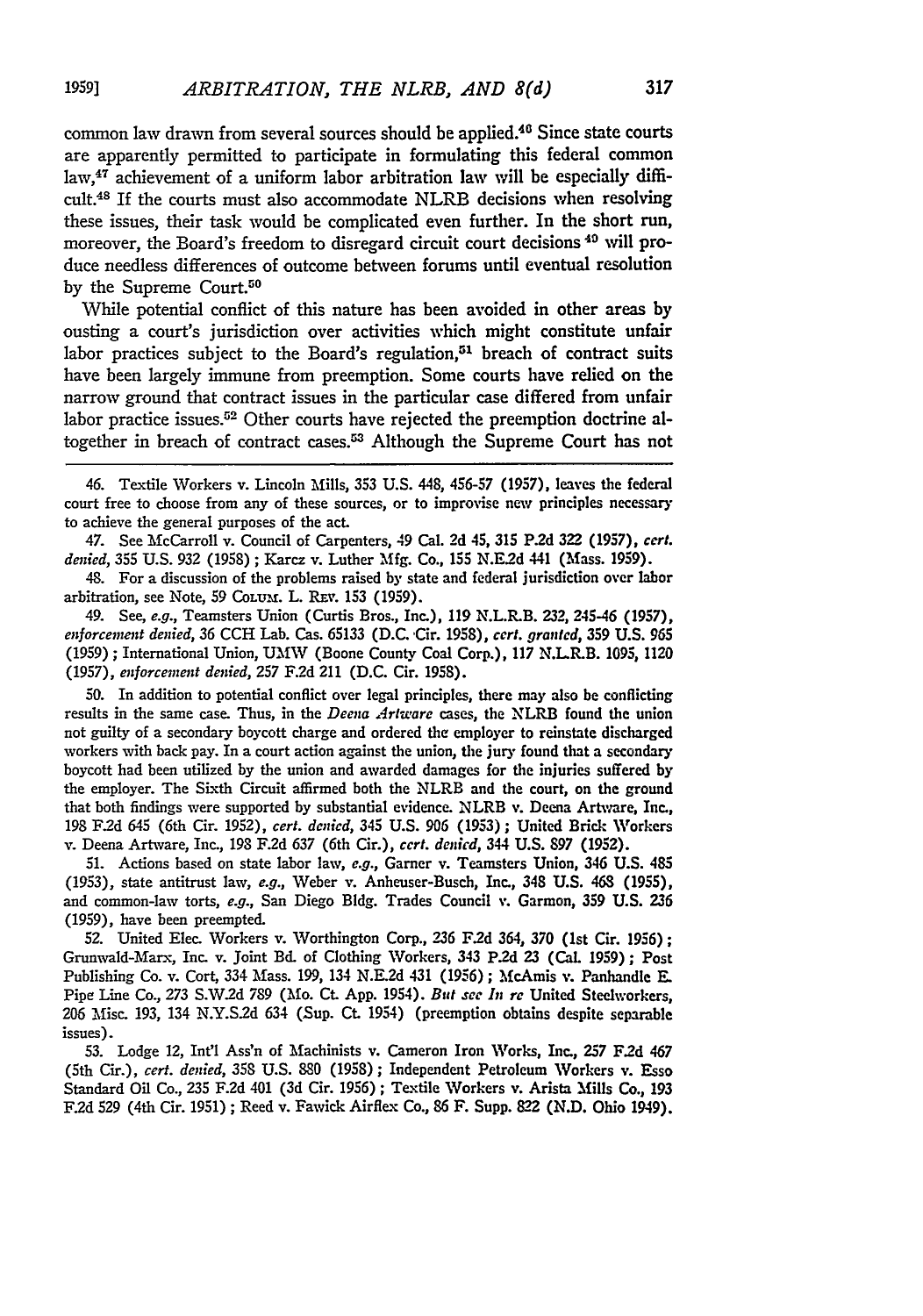common law drawn from several sources should be applied.[46] Since state courts are apparently permitted to participate in formulating this federal common law,[47] achievement of a uniform labor arbitration law will be especially difficult.[48] If the courts must also accommodate NLRB decisions when resolving these issues, their task would be complicated even further. In the short run, moreover, the Board's freedom to disregard circuit court decisions [49] will produce needless differences of outcome between forums until eventual resolution by the Supreme Court.[50]

While potential conflict of this nature has been avoided in other areas by ousting a court's jurisdiction over activities which might constitute unfair labor practices subject to the Board's regulation,[51] breach of contract suits have been largely immune from preemption. Some courts have relied on the narrow ground that contract issues in the particular case differed from unfair labor practice issues.[52] Other courts have rejected the preemption doctrine altogether in breach of contract cases.[53] Although the Supreme Court has not

---

46. Textile Workers v. Lincoln Mills, 353 U.S. 448, 456-57 (1957), leaves the federal court free to choose from any of these sources, or to improvise new principles necessary to achieve the general purposes of the act.

47. See McCarroll v. Council of Carpenters, 49 Cal. 2d 45, 315 P.2d 322 (1957), *cert. denied*, 355 U.S. 932 (1958); Karcz v. Luther Mfg. Co., 155 N.E.2d 441 (Mass. 1959).

48. For a discussion of the problems raised by state and federal jurisdiction over labor arbitration, see Note, 59 COLUM. L. REV. 153 (1959).

49. See, *e.g.*, Teamsters Union (Curtis Bros., Inc.), 119 N.L.R.B. 232, 245-46 (1957), *enforcement denied*, 36 CCH Lab. Cas. 65133 (D.C. Cir. 1958), *cert. granted*, 359 U.S. 965 (1959); International Union, UMW (Boone County Coal Corp.), 117 N.L.R.B. 1095, 1120 (1957), *enforcement denied*, 257 F.2d 211 (D.C. Cir. 1958).

50. In addition to potential conflict over legal principles, there may also be conflicting results in the same case. Thus, in the *Deena Artware* cases, the NLRB found the union not guilty of a secondary boycott charge and ordered the employer to reinstate discharged workers with back pay. In a court action against the union, the jury found that a secondary boycott had been utilized by the union and awarded damages for the injuries suffered by the employer. The Sixth Circuit affirmed both the NLRB and the court, on the ground that both findings were supported by substantial evidence. NLRB v. Deena Artware, Inc., 198 F.2d 645 (6th Cir. 1952), *cert. denied*, 345 U.S. 906 (1953); United Brick Workers v. Deena Artware, Inc., 198 F.2d 637 (6th Cir.), *cert. denied*, 344 U.S. 897 (1952).

51. Actions based on state labor law, *e.g.*, Garner v. Teamsters Union, 346 U.S. 485 (1953), state antitrust law, *e.g.*, Weber v. Anheuser-Busch, Inc., 348 U.S. 468 (1955), and common-law torts, *e.g.*, San Diego Bldg. Trades Council v. Garmon, 359 U.S. 236 (1959), have been preempted.

52. United Elec. Workers v. Worthington Corp., 236 F.2d 364, 370 (1st Cir. 1956); Grunwald-Marx, Inc. v. Joint Bd. of Clothing Workers, 343 P.2d 23 (Cal. 1959); Post Publishing Co. v. Cort, 334 Mass. 199, 134 N.E.2d 431 (1956); McAmis v. Panhandle E. Pipe Line Co., 273 S.W.2d 789 (Mo. Ct. App. 1954). *But see In re* United Steelworkers, 206 Misc. 193, 134 N.Y.S.2d 634 (Sup. Ct. 1954) (preemption obtains despite separable issues).

53. Lodge 12, Int'l Ass'n of Machinists v. Cameron Iron Works, Inc., 257 F.2d 467 (5th Cir.), *cert. denied*, 358 U.S. 880 (1958); Independent Petroleum Workers v. Esso Standard Oil Co., 235 F.2d 401 (3d Cir. 1956); Textile Workers v. Arista Mills Co., 193 F.2d 529 (4th Cir. 1951); Reed v. Fawick Airflex Co., 86 F. Supp. 822 (N.D. Ohio 1949).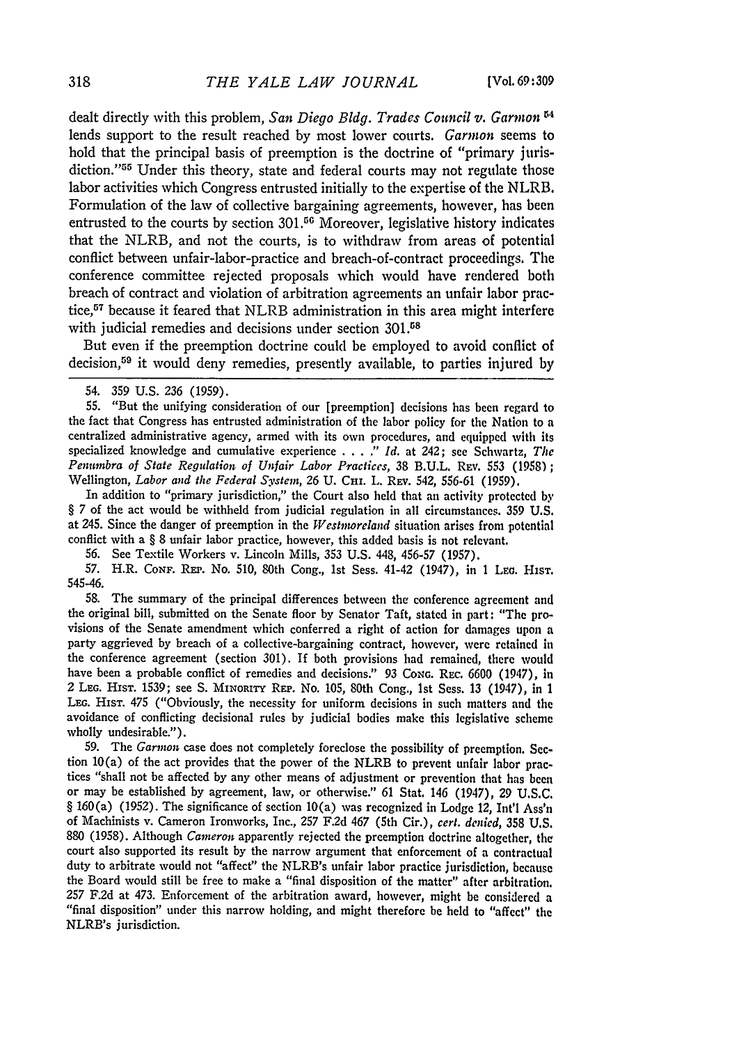dealt directly with this problem, *San Diego Bldg. Trades Council v. Garmon*[54] lends support to the result reached by most lower courts. *Garmon* seems to hold that the principal basis of preemption is the doctrine of "primary jurisdiction."[55] Under this theory, state and federal courts may not regulate those labor activities which Congress entrusted initially to the expertise of the NLRB. Formulation of the law of collective bargaining agreements, however, has been entrusted to the courts by section 301.[56] Moreover, legislative history indicates that the NLRB, and not the courts, is to withdraw from areas of potential conflict between unfair-labor-practice and breach-of-contract proceedings. The conference committee rejected proposals which would have rendered both breach of contract and violation of arbitration agreements an unfair labor practice,[57] because it feared that NLRB administration in this area might interfere with judicial remedies and decisions under section 301.[58]

But even if the preemption doctrine could be employed to avoid conflict of decision,[59] it would deny remedies, presently available, to parties injured by

---

54. 359 U.S. 236 (1959).

55. "But the unifying consideration of our [preemption] decisions has been regard to the fact that Congress has entrusted administration of the labor policy for the Nation to a centralized administrative agency, armed with its own procedures, and equipped with its specialized knowledge and cumulative experience . . . ." *Id.* at 242; see Schwartz, *The Penumbra of State Regulation of Unfair Labor Practices*, 38 B.U.L. Rev. 553 (1958); Wellington, *Labor and the Federal System*, 26 U. Chi. L. Rev. 542, 556-61 (1959).

In addition to "primary jurisdiction," the Court also held that an activity protected by § 7 of the act would be withheld from judicial regulation in all circumstances. 359 U.S. at 245. Since the danger of preemption in the *Westmoreland* situation arises from potential conflict with a § 8 unfair labor practice, however, this added basis is not relevant.

56. See Textile Workers v. Lincoln Mills, 353 U.S. 448, 456-57 (1957).

57. H.R. Conf. Rep. No. 510, 80th Cong., 1st Sess. 41-42 (1947), in 1 Leg. Hist. 545-46.

58. The summary of the principal differences between the conference agreement and the original bill, submitted on the Senate floor by Senator Taft, stated in part: "The provisions of the Senate amendment which conferred a right of action for damages upon a party aggrieved by breach of a collective-bargaining contract, however, were retained in the conference agreement (section 301). If both provisions had remained, there would have been a probable conflict of remedies and decisions." 93 Cong. Rec. 6600 (1947), in 2 Leg. Hist. 1539; see S. Minority Rep. No. 105, 80th Cong., 1st Sess. 13 (1947), in 1 Leg. Hist. 475 ("Obviously, the necessity for uniform decisions in such matters and the avoidance of conflicting decisional rules by judicial bodies make this legislative scheme wholly undesirable.").

59. The *Garmon* case does not completely foreclose the possibility of preemption. Section 10(a) of the act provides that the power of the NLRB to prevent unfair labor practices "shall not be affected by any other means of adjustment or prevention that has been or may be established by agreement, law, or otherwise." 61 Stat. 146 (1947), 29 U.S.C. § 160(a) (1952). The significance of section 10(a) was recognized in Lodge 12, Int'l Ass'n of Machinists v. Cameron Ironworks, Inc., 257 F.2d 467 (5th Cir.), *cert. denied*, 358 U.S. 880 (1958). Although *Cameron* apparently rejected the preemption doctrine altogether, the court also supported its result by the narrow argument that enforcement of a contractual duty to arbitrate would not "affect" the NLRB's unfair labor practice jurisdiction, because the Board would still be free to make a "final disposition of the matter" after arbitration. 257 F.2d at 473. Enforcement of the arbitration award, however, might be considered a "final disposition" under this narrow holding, and might therefore be held to "affect" the NLRB's jurisdiction.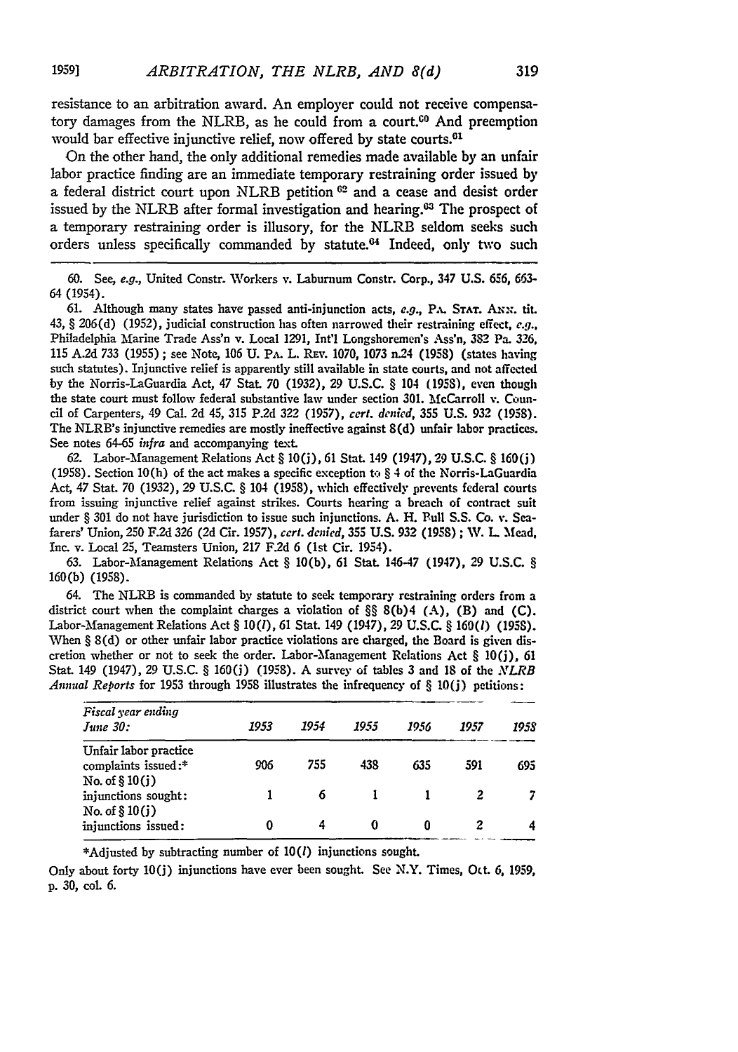resistance to an arbitration award. An employer could not receive compensatory damages from the NLRB, as he could from a court.[60] And preemption would bar effective injunctive relief, now offered by state courts.[61]

On the other hand, the only additional remedies made available by an unfair labor practice finding are an immediate temporary restraining order issued by a federal district court upon NLRB petition [62] and a cease and desist order issued by the NLRB after formal investigation and hearing.[63] The prospect of a temporary restraining order is illusory, for the NLRB seldom seeks such orders unless specifically commanded by statute.[64] Indeed, only two such

---

60. See, *e.g.*, United Constr. Workers v. Laburnum Constr. Corp., 347 U.S. 656, 663-64 (1954).

61. Although many states have passed anti-injunction acts, *e.g.*, PA. STAT. ANN. tit. 43, § 206(d) (1952), judicial construction has often narrowed their restraining effect, *e.g.*, Philadelphia Marine Trade Ass'n v. Local 1291, Int'l Longshoremen's Ass'n, 382 Pa. 326, 115 A.2d 733 (1955); see Note, 106 U. PA. L. REV. 1070, 1073 n.24 (1958) (states having such statutes). Injunctive relief is apparently still available in state courts, and not affected by the Norris-LaGuardia Act, 47 Stat. 70 (1932), 29 U.S.C. § 104 (1958), even though the state court must follow federal substantive law under section 301. McCarroll v. Council of Carpenters, 49 Cal. 2d 45, 315 P.2d 322 (1957), *cert. denied*, 355 U.S. 932 (1958). The NLRB's injunctive remedies are mostly ineffective against 8(d) unfair labor practices. See notes 64-65 *infra* and accompanying text.

62. Labor-Management Relations Act § 10(j), 61 Stat. 149 (1947), 29 U.S.C. § 160(j) (1958). Section 10(h) of the act makes a specific exception to § 4 of the Norris-LaGuardia Act, 47 Stat. 70 (1932), 29 U.S.C. § 104 (1958), which effectively prevents federal courts from issuing injunctive relief against strikes. Courts hearing a breach of contract suit under § 301 do not have jurisdiction to issue such injunctions. A. H. Bull S.S. Co. v. Seafarers' Union, 250 F.2d 326 (2d Cir. 1957), *cert. denied*, 355 U.S. 932 (1958); W. L. Mead, Inc. v. Local 25, Teamsters Union, 217 F.2d 6 (1st Cir. 1954).

63. Labor-Management Relations Act § 10(b), 61 Stat. 146-47 (1947), 29 U.S.C. § 160(b) (1958).

64. The NLRB is commanded by statute to seek temporary restraining orders from a district court when the complaint charges a violation of §§ 8(b)4 (A), (B) and (C). Labor-Management Relations Act § 10(*l*), 61 Stat. 149 (1947), 29 U.S.C. § 160(*l*) (1958). When § 8(d) or other unfair labor practice violations are charged, the Board is given discretion whether or not to seek the order. Labor-Management Relations Act § 10(j), 61 Stat. 149 (1947), 29 U.S.C. § 160(j) (1958). A survey of tables 3 and 18 of the *NLRB Annual Reports* for 1953 through 1958 illustrates the infrequency of § 10(j) petitions:

| *Fiscal year ending June 30:* | *1953* | *1954* | *1955* | *1956* | *1957* | *1958* |
|---|---|---|---|---|---|---|
| Unfair labor practice complaints issued:* | 906 | 755 | 438 | 635 | 591 | 695 |
| No. of § 10(j) injunctions sought: | 1 | 6 | 1 | 1 | 2 | 7 |
| No. of § 10(j) injunctions issued: | 0 | 4 | 0 | 0 | 2 | 4 |

*Adjusted by subtracting number of 10(*l*) injunctions sought.

Only about forty 10(j) injunctions have ever been sought. See N.Y. Times, Oct. 6, 1959, p. 30, col. 6.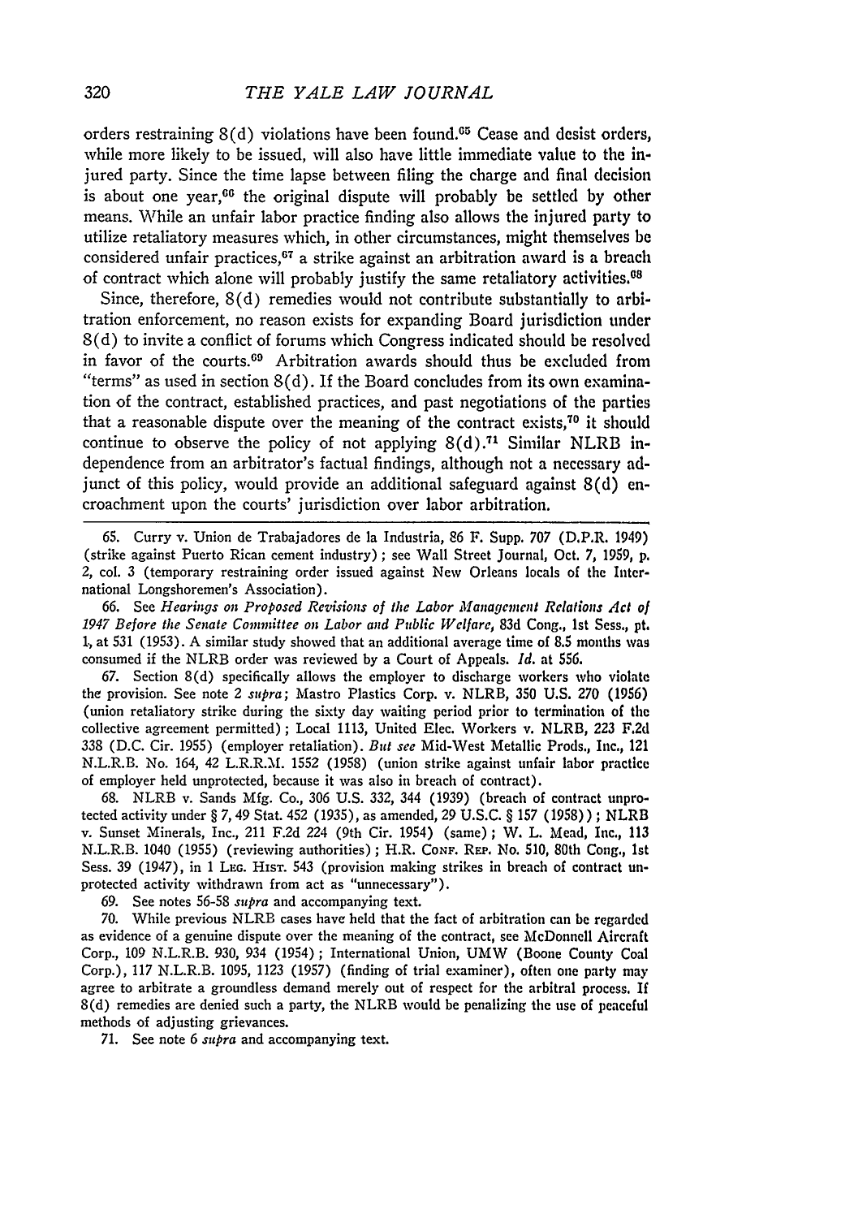orders restraining 8(d) violations have been found.[65] Cease and desist orders, while more likely to be issued, will also have little immediate value to the injured party. Since the time lapse between filing the charge and final decision is about one year,[66] the original dispute will probably be settled by other means. While an unfair labor practice finding also allows the injured party to utilize retaliatory measures which, in other circumstances, might themselves be considered unfair practices,[67] a strike against an arbitration award is a breach of contract which alone will probably justify the same retaliatory activities.[68]

Since, therefore, 8(d) remedies would not contribute substantially to arbitration enforcement, no reason exists for expanding Board jurisdiction under 8(d) to invite a conflict of forums which Congress indicated should be resolved in favor of the courts.[69] Arbitration awards should thus be excluded from "terms" as used in section 8(d). If the Board concludes from its own examination of the contract, established practices, and past negotiations of the parties that a reasonable dispute over the meaning of the contract exists,[70] it should continue to observe the policy of not applying 8(d).[71] Similar NLRB independence from an arbitrator's factual findings, although not a necessary adjunct of this policy, would provide an additional safeguard against 8(d) encroachment upon the courts' jurisdiction over labor arbitration.

---

65. Curry v. Union de Trabajadores de la Industria, 86 F. Supp. 707 (D.P.R. 1949) (strike against Puerto Rican cement industry); see Wall Street Journal, Oct. 7, 1959, p. 2, col. 3 (temporary restraining order issued against New Orleans locals of the International Longshoremen's Association).

66. See *Hearings on Proposed Revisions of the Labor Management Relations Act of 1947 Before the Senate Committee on Labor and Public Welfare*, 83d Cong., 1st Sess., pt. 1, at 531 (1953). A similar study showed that an additional average time of 8.5 months was consumed if the NLRB order was reviewed by a Court of Appeals. *Id.* at 556.

67. Section 8(d) specifically allows the employer to discharge workers who violate the provision. See note 2 *supra*; Mastro Plastics Corp. v. NLRB, 350 U.S. 270 (1956) (union retaliatory strike during the sixty day waiting period prior to termination of the collective agreement permitted); Local 1113, United Elec. Workers v. NLRB, 223 F.2d 338 (D.C. Cir. 1955) (employer retaliation). *But see* Mid-West Metallic Prods., Inc., 121 N.L.R.B. No. 164, 42 L.R.R.M. 1552 (1958) (union strike against unfair labor practice of employer held unprotected, because it was also in breach of contract).

68. NLRB v. Sands Mfg. Co., 306 U.S. 332, 344 (1939) (breach of contract unprotected activity under § 7, 49 Stat. 452 (1935), as amended, 29 U.S.C. § 157 (1958)); NLRB v. Sunset Minerals, Inc., 211 F.2d 224 (9th Cir. 1954) (same); W. L. Mead, Inc., 113 N.L.R.B. 1040 (1955) (reviewing authorities); H.R. CONF. REP. No. 510, 80th Cong., 1st Sess. 39 (1947), in 1 LEG. HIST. 543 (provision making strikes in breach of contract unprotected activity withdrawn from act as "unnecessary").

69. See notes 56-58 *supra* and accompanying text.

70. While previous NLRB cases have held that the fact of arbitration can be regarded as evidence of a genuine dispute over the meaning of the contract, see McDonnell Aircraft Corp., 109 N.L.R.B. 930, 934 (1954); International Union, UMW (Boone County Coal Corp.), 117 N.L.R.B. 1095, 1123 (1957) (finding of trial examiner), often one party may agree to arbitrate a groundless demand merely out of respect for the arbitral process. If 8(d) remedies are denied such a party, the NLRB would be penalizing the use of peaceful methods of adjusting grievances.

71. See note 6 *supra* and accompanying text.